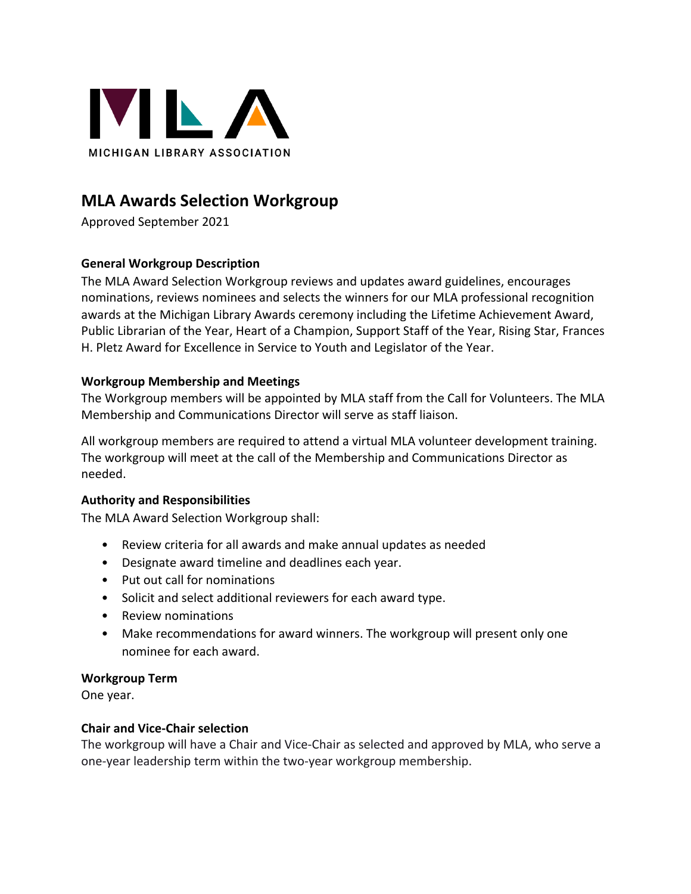MICHIGAN LIBRARY ASSOCIATION

# MLA Awards Selection Workgroup

Approved September 2021

**General Workgroup Description**

The MLA Award Selection Workgroup reviews and updates award guidelines, encourages nominations, reviews nominees and selects the winners for our MLA professional recognition awards at the Michigan Library Awards ceremony including the Lifetime Achievement Award, Public Librarian of the Year, Heart of a Champion, Support Staff of the Year, Rising Star, Frances H. Pletz Award for Excellence in Service to Youth and Legislator of the Year.

**Workgroup Membership and Meetings**

The Workgroup members will be appointed by MLA staff from the Call for Volunteers. The MLA Membership and Communications Director will serve as staff liaison.

All workgroup members are required to attend a virtual MLA volunteer development training. The workgroup will meet at the call of the Membership and Communications Director as needed.

**Authority and Responsibilities**

The MLA Award Selection Workgroup shall:

- Review criteria for all awards and make annual updates as needed
- Designate award timeline and deadlines each year.
- Put out call for nominations
- Solicit and select additional reviewers for each award type.
- Review nominations
- Make recommendations for award winners. The workgroup will present only one nominee for each award.

**Workgroup Term**

One year.

**Chair and Vice-Chair selection**

The workgroup will have a Chair and Vice-Chair as selected and approved by MLA, who serve a one-year leadership term within the two-year workgroup membership.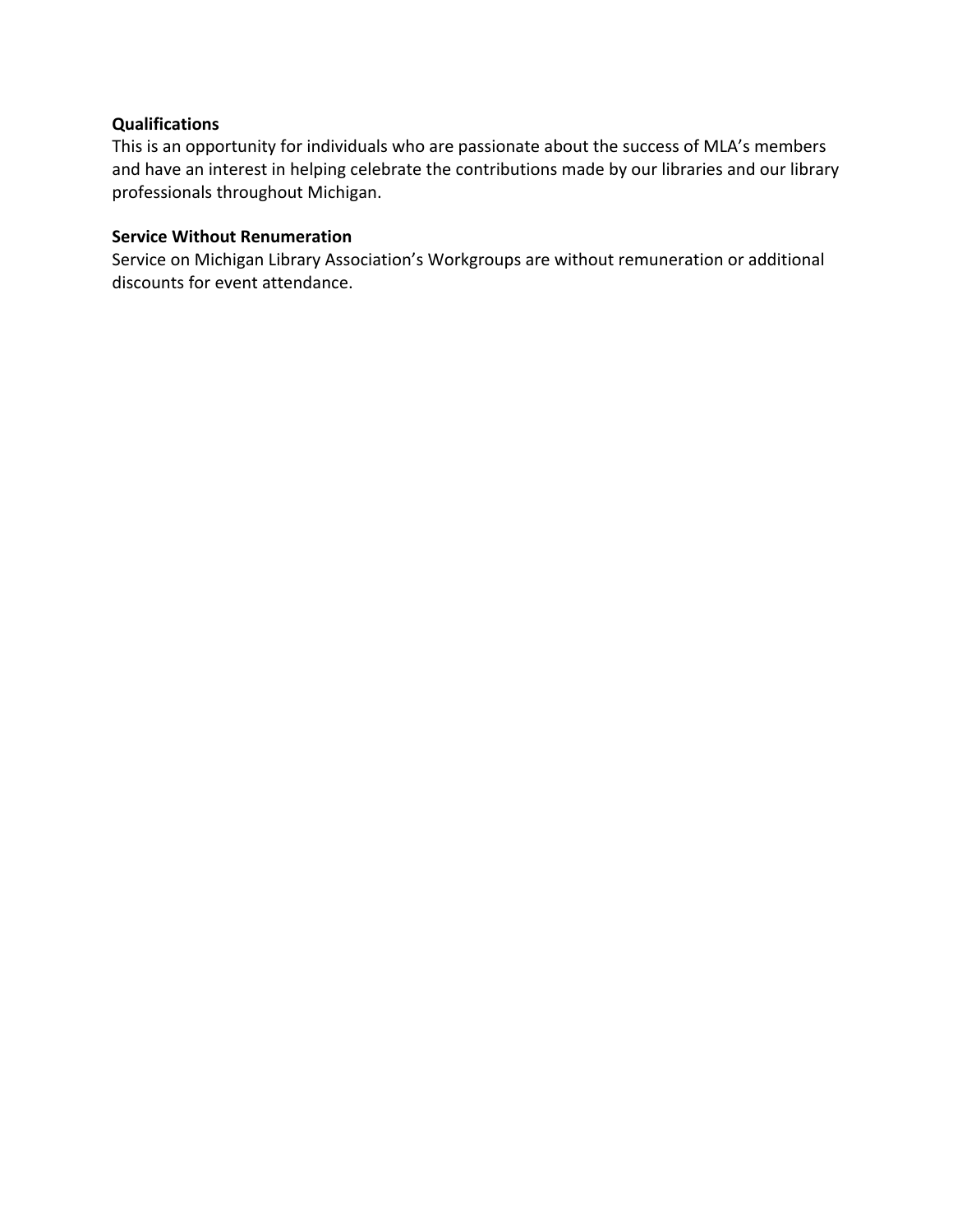**Qualifications**
This is an opportunity for individuals who are passionate about the success of MLA's members and have an interest in helping celebrate the contributions made by our libraries and our library professionals throughout Michigan.

**Service Without Renumeration**
Service on Michigan Library Association's Workgroups are without remuneration or additional discounts for event attendance.